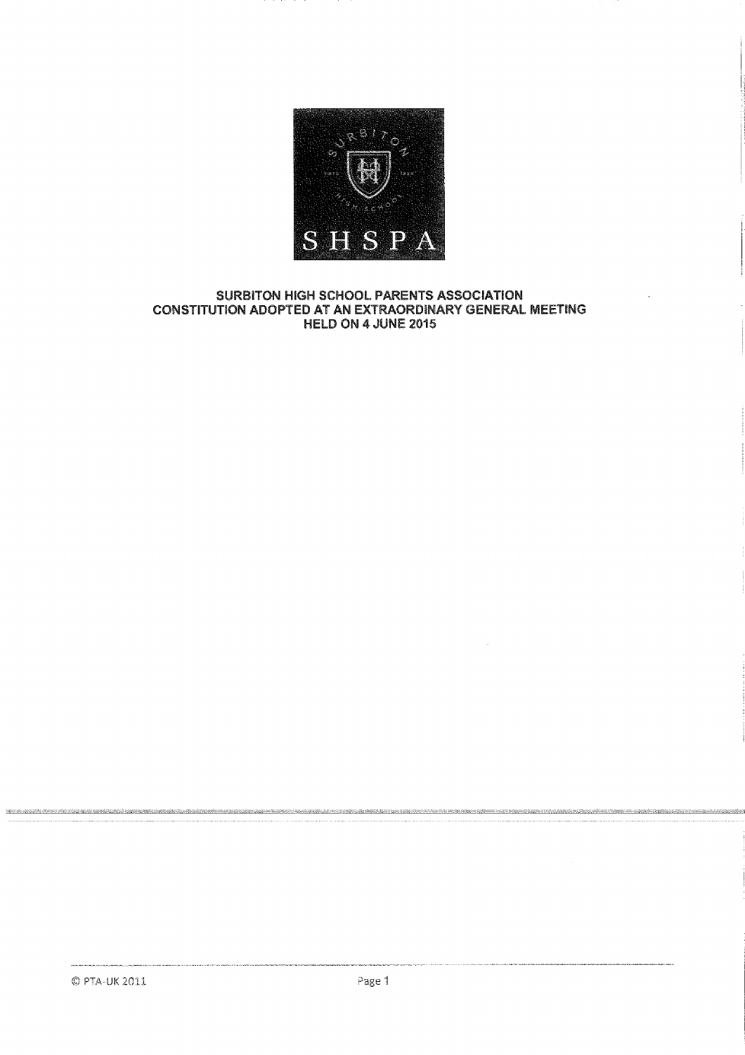SHSPA

**SURBITON HIGH SCHOOL PARENTS ASSOCIATION**
**CONSTITUTION ADOPTED AT AN EXTRAORDINARY GENERAL MEETING**
**HELD ON 4 JUNE 2015**

© PTA-UK 2011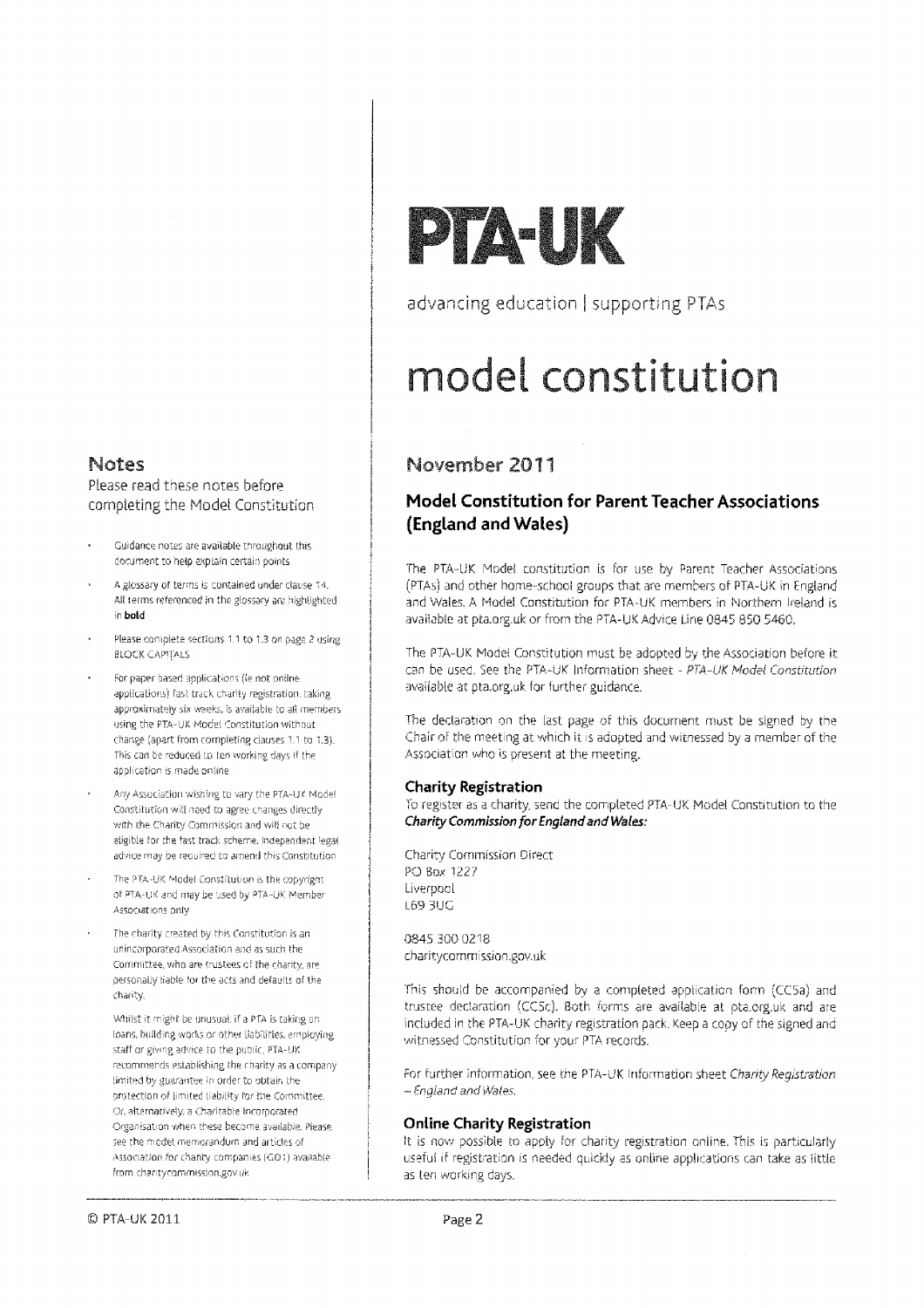# PTA-UK

advancing education | supporting PTAs

# model constitution

## November 2011

### Model Constitution for Parent Teacher Associations (England and Wales)

The PTA-UK Model constitution is for use by Parent Teacher Associations (PTAs) and other home-school groups that are members of PTA-UK in England and Wales. A Model Constitution for PTA-UK members in Northern Ireland is available at pta.org.uk or from the PTA-UK Advice Line 0845 850 5460.

The PTA-UK Model Constitution must be adopted by the Association before it can be used. See the PTA-UK Information sheet - *PTA-UK Model Constitution* available at pta.org.uk for further guidance.

The declaration on the last page of this document must be signed by the Chair of the meeting at which it is adopted and witnessed by a member of the Association who is present at the meeting.

#### Charity Registration

To register as a charity, send the completed PTA-UK Model Constitution to the ***Charity Commission for England and Wales:***

Charity Commission Direct
PO Box 1227
Liverpool
L69 3UG

0845 300 0218
charitycommission.gov.uk

This should be accompanied by a completed application form (CC5a) and trustee declaration (CC5c). Both forms are available at pta.org.uk and are included in the PTA-UK charity registration pack. Keep a copy of the signed and witnessed Constitution for your PTA records.

For further information, see the PTA-UK Information sheet *Charity Registration – England and Wales.*

#### Online Charity Registration

It is now possible to apply for charity registration online. This is particularly useful if registration is needed quickly as online applications can take as little as ten working days.

## Notes

Please read these notes before completing the Model Constitution

- Guidance notes are available throughout this document to help explain certain points
- A glossary of terms is contained under clause 14. All terms referenced in the glossary are highlighted in **bold**
- Please complete sections 1.1 to 1.3 on page 2 using BLOCK CAPITALS
- For paper based applications (ie not online applications) fast track charity registration, taking approximately six weeks, is available to all members using the PTA-UK Model Constitution without change (apart from completing clauses 1.1 to 1.3). This can be reduced to ten working days if the application is made online
- Any Association wishing to vary the PTA-UK Model Constitution will need to agree changes directly with the Charity Commission and will not be eligible for the fast track scheme. Independent legal advice may be required to amend this Constitution
- The PTA-UK Model Constitution is the copyright of PTA-UK and may be used by PTA-UK Member Associations only
- The charity created by this Constitution is an unincorporated Association and as such the Committee, who are trustees of the charity, are personally liable for the acts and defaults of the charity.

  Whilst it might be unusual if a PTA is taking on loans, building works or other liabilities, employing staff or giving advice to the public, PTA-UK recommends establishing the charity as a company limited by guarantee in order to obtain the protection of limited liability for the Committee. Or, alternatively, a Charitable Incorporated Organisation when these become available. Please see the model memorandum and articles of Association for charity companies (GD1) available from charitycommission.gov.uk

© PTA-UK 2011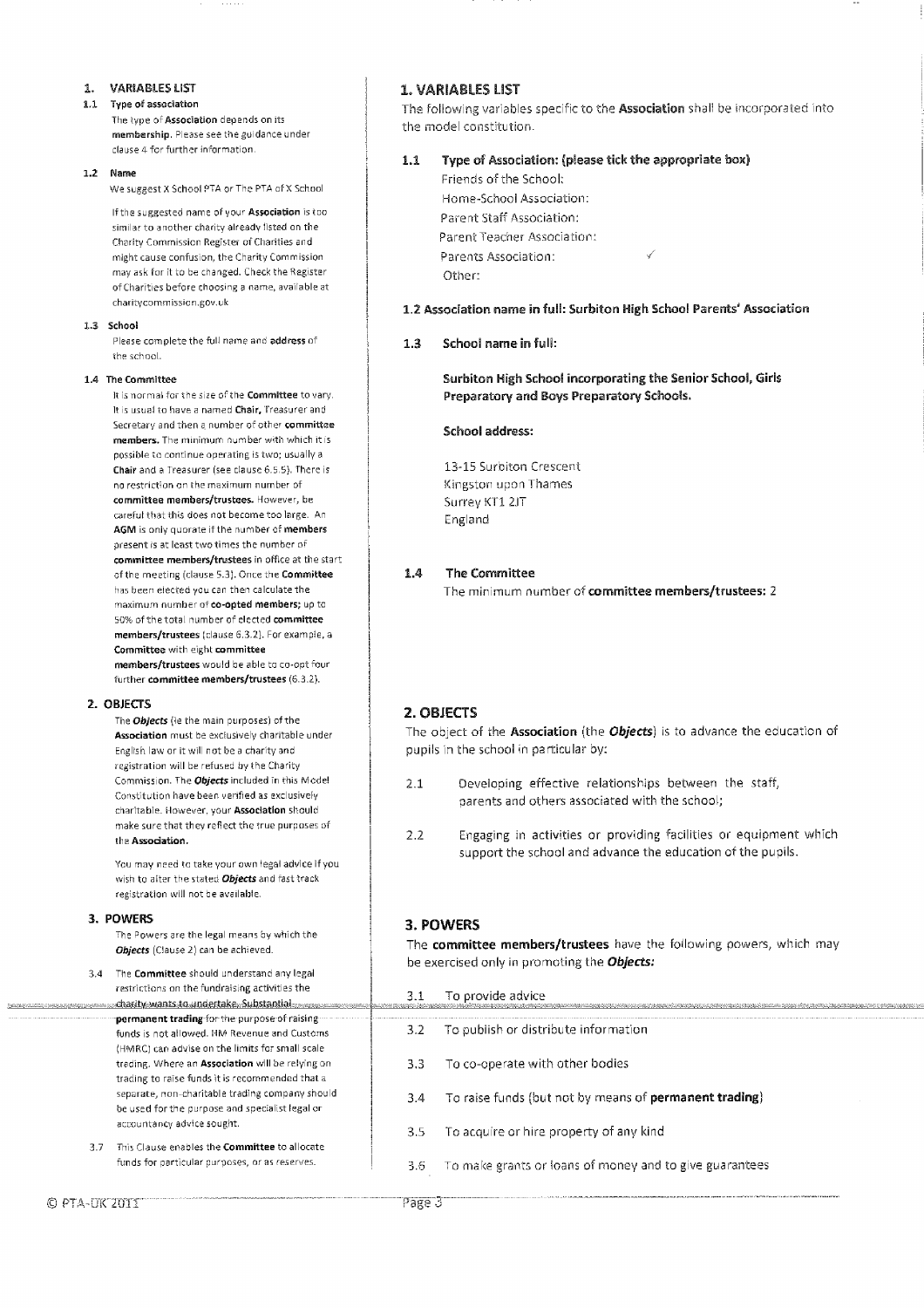## 1. VARIABLES LIST

**1.1 Type of association**

The type of **Association** depends on its **membership**. Please see the guidance under clause 4 for further information.

**1.2 Name**

We suggest X School PTA or The PTA of X School

If the suggested name of your **Association** is too similar to another charity already listed on the Charity Commission Register of Charities and might cause confusion, the Charity Commission may ask for it to be changed. Check the Register of Charities before choosing a name, available at charitycommission.gov.uk

**1.3 School**

Please complete the full name and **address** of the school.

**1.4 The Committee**

It is normal for the size of the **Committee** to vary. It is usual to have a named **Chair**, Treasurer and Secretary and then a number of other **committee members**. The minimum number with which it is possible to continue operating is two; usually a **Chair** and a Treasurer (see clause 6.5.5). There is no restriction on the maximum number of **committee members/trustees**. However, be careful that this does not become too large. An **AGM** is only quorate if the number of **members** present is at least two times the number of **committee members/trustees** in office at the start of the meeting (clause 5.3). Once the **Committee** has been elected you can then calculate the maximum number of **co-opted members**; up to 50% of the total number of elected **committee members/trustees** (clause 6.3.2). For example, a **Committee** with eight **committee members/trustees** would be able to co-opt four further **committee members/trustees** (6.3.2).

## 2. OBJECTS

The ***Objects*** (ie the main purposes) of the **Association** must be exclusively charitable under English law or it will not be a charity and registration will be refused by the Charity Commission. The ***Objects*** included in this Model Constitution have been verified as exclusively charitable. However, your **Association** should make sure that they reflect the true purposes of the **Association**.

You may need to take your own legal advice if you wish to alter the stated ***Objects*** and fast track registration will not be available.

## 3. POWERS

The Powers are the legal means by which the ***Objects*** (Clause 2) can be achieved.

3.4 The **Committee** should understand any legal restrictions on the fundraising activities the charity wants to undertake. Substantial **permanent trading** for the purpose of raising funds is not allowed. HM Revenue and Customs (HMRC) can advise on the limits for small scale trading. Where an **Association** will be relying on trading to raise funds it is recommended that a separate, non-charitable trading company should be used for the purpose and specialist legal or accountancy advice sought.

3.7 This Clause enables the **Committee** to allocate funds for particular purposes, or as reserves.

## 1. VARIABLES LIST

The following variables specific to the **Association** shall be incorporated into the model constitution.

**1.1 Type of Association: (please tick the appropriate box)**

Friends of the School:
Home-School Association:
Parent Staff Association:
Parent Teacher Association:
Parents Association: ✓
Other:

**1.2 Association name in full: Surbiton High School Parents' Association**

**1.3 School name in full:**

**Surbiton High School incorporating the Senior School, Girls Preparatory and Boys Preparatory Schools.**

**School address:**

13-15 Surbiton Crescent
Kingston upon Thames
Surrey KT1 2JT
England

**1.4 The Committee**

The minimum number of **committee members/trustees:** 2

## 2. OBJECTS

The object of the **Association** (the ***Objects***) is to advance the education of pupils in the school in particular by:

2.1 Developing effective relationships between the staff, parents and others associated with the school;

2.2 Engaging in activities or providing facilities or equipment which support the school and advance the education of the pupils.

## 3. POWERS

The **committee members/trustees** have the following powers, which may be exercised only in promoting the ***Objects:***

3.1 To provide advice

3.2 To publish or distribute information

3.3 To co-operate with other bodies

3.4 To raise funds (but not by means of **permanent trading**)

3.5 To acquire or hire property of any kind

3.6 To make grants or loans of money and to give guarantees

© PTA-UK 2011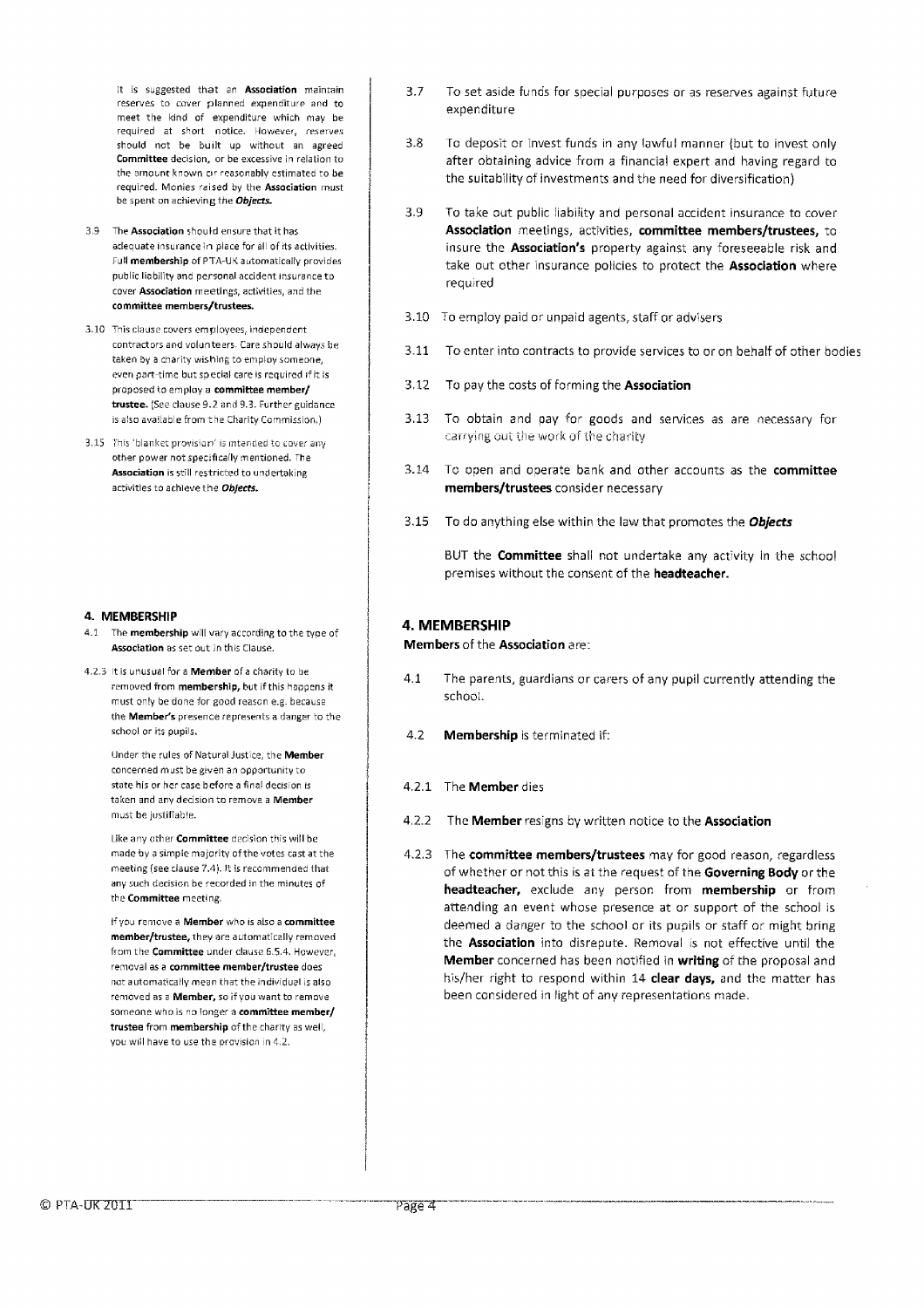It is suggested that an **Association** maintain reserves to cover planned expenditure and to meet the kind of expenditure which may be required at short notice. However, reserves should not be built up without an agreed **Committee** decision, or be excessive in relation to the amount known or reasonably estimated to be required. Monies raised by the **Association** must be spent on achieving the ***Objects.***

3.7 To set aside funds for special purposes or as reserves against future expenditure

3.8 To deposit or invest funds in any lawful manner (but to invest only after obtaining advice from a financial expert and having regard to the suitability of investments and the need for diversification)

3.9 The **Association** should ensure that it has adequate insurance in place for all of its activities. Full **membership** of PTA-UK automatically provides public liability and personal accident insurance to cover **Association** meetings, activities, and the **committee members/trustees.**

3.9 To take out public liability and personal accident insurance to cover **Association** meetings, activities, **committee members/trustees,** to insure the **Association's** property against any foreseeable risk and take out other insurance policies to protect the **Association** where required

3.10 This clause covers employees, independent contractors and volunteers. Care should always be taken by a charity wishing to employ someone, even part-time but special care is required if it is proposed to employ a **committee member/ trustee.** (See clause 9.2 and 9.3. Further guidance is also available from the Charity Commission.)

3.10 To employ paid or unpaid agents, staff or advisers

3.11 To enter into contracts to provide services to or on behalf of other bodies

3.12 To pay the costs of forming the **Association**

3.13 To obtain and pay for goods and services as are necessary for carrying out the work of the charity

3.14 To open and operate bank and other accounts as the **committee members/trustees** consider necessary

3.15 This 'blanket provision' is intended to cover any other power not specifically mentioned. The **Association** is still restricted to undertaking activities to achieve the ***Objects.***

3.15 To do anything else within the law that promotes the ***Objects***

BUT the **Committee** shall not undertake any activity in the school premises without the consent of the **headteacher.**

**4. MEMBERSHIP**

4.1 The **membership** will vary according to the type of **Association** as set out in this Clause.

4.2.3 It is unusual for a **Member** of a charity to be removed from **membership,** but if this happens it must only be done for good reason e.g. because the **Member's** presence represents a danger to the school or its pupils.

Under the rules of Natural Justice, the **Member** concerned must be given an opportunity to state his or her case before a final decision is taken and any decision to remove a **Member** must be justifiable.

Like any other **Committee** decision this will be made by a simple majority of the votes cast at the meeting (see clause 7.4). It is recommended that any such decision be recorded in the minutes of the **Committee** meeting.

If you remove a **Member** who is also a **committee member/trustee,** they are automatically removed from the **Committee** under clause 6.5.4. However, removal as a **committee member/trustee** does not automatically mean that the individual is also removed as a **Member,** so if you want to remove someone who is no longer a **committee member/ trustee** from **membership** of the charity as well, you will have to use the provision in 4.2.

## 4. MEMBERSHIP

**Members** of the **Association** are:

4.1 The parents, guardians or carers of any pupil currently attending the school.

4.2 **Membership** is terminated if:

4.2.1 The **Member** dies

4.2.2 The **Member** resigns by written notice to the **Association**

4.2.3 The **committee members/trustees** may for good reason, regardless of whether or not this is at the request of the **Governing Body** or the **headteacher,** exclude any person from **membership** or from attending an event whose presence at or support of the school is deemed a danger to the school or its pupils or staff or might bring the **Association** into disrepute. Removal is not effective until the **Member** concerned has been notified in **writing** of the proposal and his/her right to respond within 14 **clear days,** and the matter has been considered in light of any representations made.

© PTA-UK 2011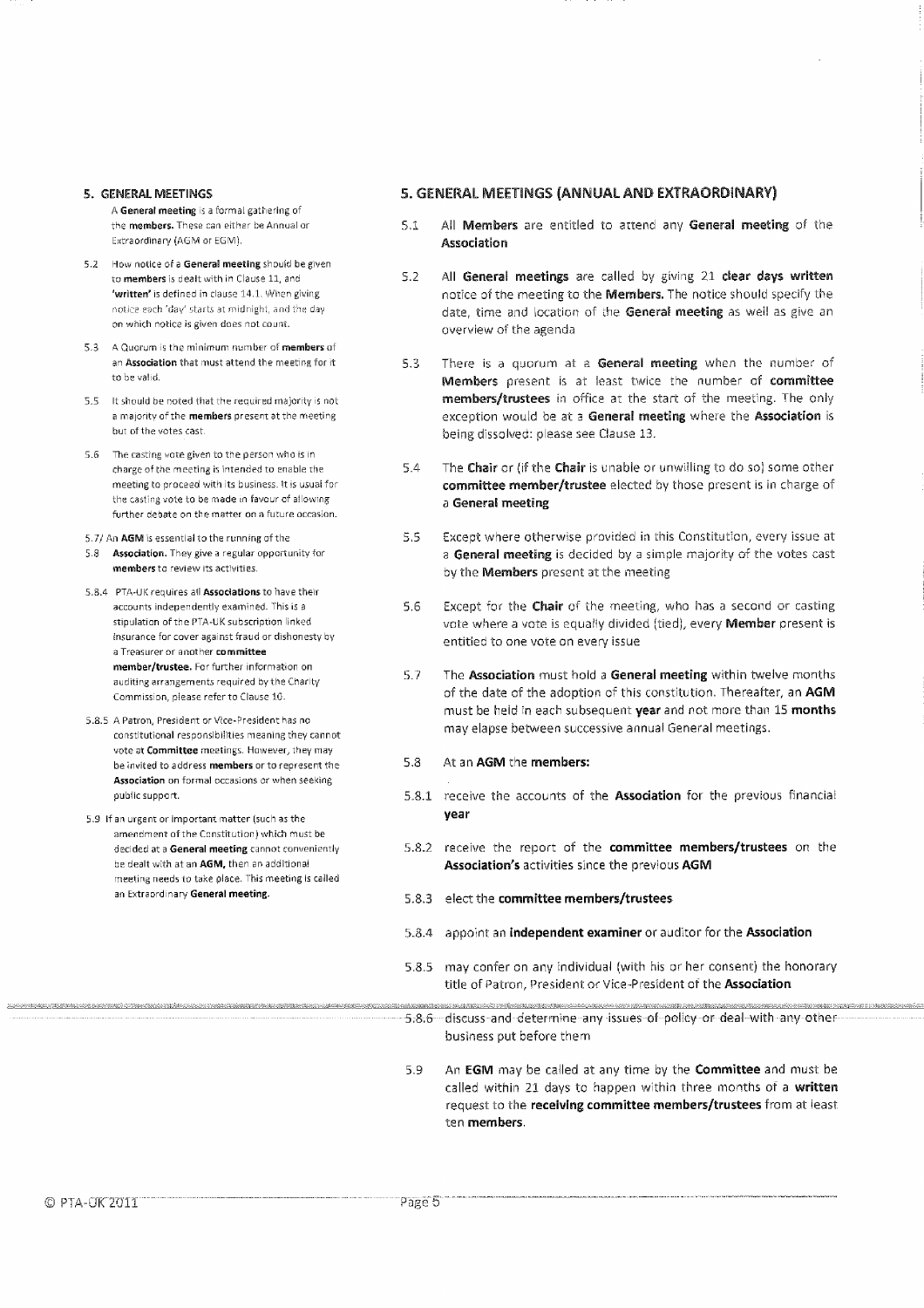## 5. GENERAL MEETINGS

A **General meeting** is a formal gathering of the **members**. These can either be Annual or Extraordinary (AGM or EGM).

5.2 How notice of a **General meeting** should be given to **members** is dealt with in Clause 11, and **'written'** is defined in clause 14.1. When giving notice each 'day' starts at midnight, and the day on which notice is given does not count.

5.3 A Quorum is the minimum number of **members** of an **Association** that must attend the meeting for it to be valid.

5.5 It should be noted that the required majority is not a majority of the **members** present at the meeting but of the votes cast.

5.6 The casting vote given to the person who is in charge of the meeting is intended to enable the meeting to proceed with its business. It is usual for the casting vote to be made in favour of allowing further debate on the matter on a future occasion.

5.7/ An **AGM** is essential to the running of the
5.8 **Association.** They give a regular opportunity for **members** to review its activities.

5.8.4 PTA-UK requires all **Associations** to have their accounts independently examined. This is a stipulation of the PTA-UK subscription linked insurance for cover against fraud or dishonesty by a Treasurer or another **committee member/trustee.** For further information on auditing arrangements required by the Charity Commission, please refer to Clause 10.

5.8.5 A Patron, President or Vice-President has no constitutional responsibilities meaning they cannot vote at **Committee** meetings. However, they may be invited to address **members** or to represent the **Association** on formal occasions or when seeking public support.

5.9 If an urgent or important matter (such as the amendment of the Constitution) which must be decided at a **General meeting** cannot conveniently be dealt with at an **AGM,** then an additional meeting needs to take place. This meeting is called an Extraordinary **General meeting.**

## 5. GENERAL MEETINGS (ANNUAL AND EXTRAORDINARY)

5.1 All **Members** are entitled to attend any **General meeting** of the **Association**

5.2 All **General meetings** are called by giving 21 **clear days written** notice of the meeting to the **Members.** The notice should specify the date, time and location of the **General meeting** as well as give an overview of the agenda

5.3 There is a quorum at a **General meeting** when the number of **Members** present is at least twice the number of **committee members/trustees** in office at the start of the meeting. The only exception would be at a **General meeting** where the **Association** is being dissolved: please see Clause 13.

5.4 The **Chair** or (if the **Chair** is unable or unwilling to do so) some other **committee member/trustee** elected by those present is in charge of a **General meeting**

5.5 Except where otherwise provided in this Constitution, every issue at a **General meeting** is decided by a simple majority of the votes cast by the **Members** present at the meeting

5.6 Except for the **Chair** of the meeting, who has a second or casting vote where a vote is equally divided (tied), every **Member** present is entitled to one vote on every issue

5.7 The **Association** must hold a **General meeting** within twelve months of the date of the adoption of this constitution. Thereafter, an **AGM** must be held in each subsequent **year** and not more than 15 **months** may elapse between successive annual General meetings.

5.8 At an **AGM** the **members:**

5.8.1 receive the accounts of the **Association** for the previous financial **year**

5.8.2 receive the report of the **committee members/trustees** on the **Association's** activities since the previous **AGM**

5.8.3 elect the **committee members/trustees**

5.8.4 appoint an **independent examiner** or auditor for the **Association**

5.8.5 may confer on any individual (with his or her consent) the honorary title of Patron, President or Vice-President of the **Association**

5.8.6 discuss and determine any issues of policy or deal with any other business put before them

5.9 An **EGM** may be called at any time by the **Committee** and must be called within 21 days to happen within three months of a **written** request to the **receiving committee members/trustees** from at least ten **members.**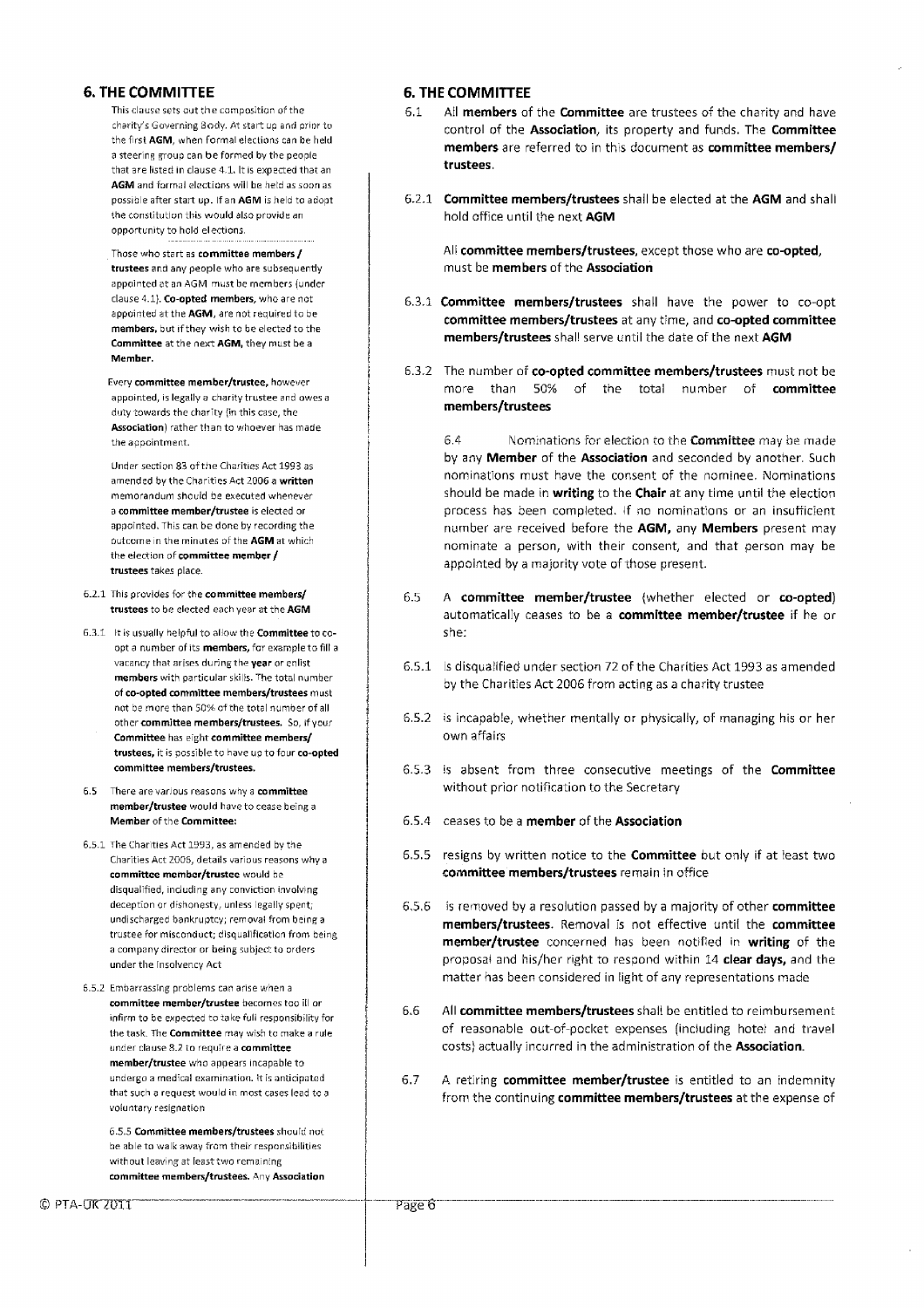## 6. THE COMMITTEE

This clause sets out the composition of the charity's Governing Body. At start up and prior to the first **AGM**, when formal elections can be held a steering group can be formed by the people that are listed in clause 4.1. It is expected that an **AGM** and formal elections will be held as soon as possible after start up. If an **AGM** is held to adopt the constitution this would also provide an opportunity to hold elections.

Those who start as **committee members / trustees** and any people who are subsequently appointed at an AGM must be members (under clause 4.1). **Co-opted members**, who are not appointed at the **AGM**, are not required to be **members**, but if they wish to be elected to the **Committee** at the next **AGM**, they must be a **Member**.

Every **committee member/trustee**, however appointed, is legally a charity trustee and owes a duty towards the charity (in this case, the **Association**) rather than to whoever has made the appointment.

Under section 83 of the Charities Act 1993 as amended by the Charities Act 2006 a **written** memorandum should be executed whenever a **committee member/trustee** is elected or appointed. This can be done by recording the outcome in the minutes of the **AGM** at which the election of **committee member / trustees** takes place.

6.2.1 This provides for the **committee members/ trustees** to be elected each year at the **AGM**

6.3.1 It is usually helpful to allow the **Committee** to co-opt a number of its **members**, for example to fill a vacancy that arises during the **year** or enlist **members** with particular skills. The total number of **co-opted committee members/trustees** must not be more than 50% of the total number of all other **committee members/trustees**. So, if your **Committee** has eight **committee members/ trustees**, it is possible to have up to four **co-opted committee members/trustees.**

6.5 There are various reasons why a **committee member/trustee** would have to cease being a **Member** of the **Committee**:

6.5.1 The Charities Act 1993, as amended by the Charities Act 2006, details various reasons why a **committee member/trustee** would be disqualified, including any conviction involving deception or dishonesty, unless legally spent; undischarged bankruptcy; removal from being a trustee for misconduct; disqualification from being a company director or being subject to orders under the Insolvency Act

6.5.2 Embarrassing problems can arise when a **committee member/trustee** becomes too ill or infirm to be expected to take full responsibility for the task. The **Committee** may wish to make a rule under clause 8.2 to require a **committee member/trustee** who appears incapable to undergo a medical examination. It is anticipated that such a request would in most cases lead to a voluntary resignation

6.5.5 **Committee members/trustees** should not be able to walk away from their responsibilities without leaving at least two remaining **committee members/trustees.** Any **Association**

## 6. THE COMMITTEE

6.1 All **members** of the **Committee** are trustees of the charity and have control of the **Association**, its property and funds. The **Committee members** are referred to in this document as **committee members/ trustees**.

6.2.1 **Committee members/trustees** shall be elected at the **AGM** and shall hold office until the next **AGM**

All **committee members/trustees**, except those who are **co-opted**, must be **members** of the **Association**

6.3.1 **Committee members/trustees** shall have the power to co-opt **committee members/trustees** at any time, and **co-opted committee members/trustees** shall serve until the date of the next **AGM**

6.3.2 The number of **co-opted committee members/trustees** must not be more than 50% of the total number of **committee members/trustees**

6.4 Nominations for election to the **Committee** may be made by any **Member** of the **Association** and seconded by another. Such nominations must have the consent of the nominee. Nominations should be made in **writing** to the **Chair** at any time until the election process has been completed. If no nominations or an insufficient number are received before the **AGM**, any **Members** present may nominate a person, with their consent, and that person may be appointed by a majority vote of those present.

6.5 A **committee member/trustee** (whether elected or **co-opted**) automatically ceases to be a **committee member/trustee** if he or she:

6.5.1 is disqualified under section 72 of the Charities Act 1993 as amended by the Charities Act 2006 from acting as a charity trustee

6.5.2 is incapable, whether mentally or physically, of managing his or her own affairs

6.5.3 is absent from three consecutive meetings of the **Committee** without prior notification to the Secretary

6.5.4 ceases to be a **member** of the **Association**

6.5.5 resigns by written notice to the **Committee** but only if at least two **committee members/trustees** remain in office

6.5.6 is removed by a resolution passed by a majority of other **committee members/trustees**. Removal is not effective until the **committee member/trustee** concerned has been notified in **writing** of the proposal and his/her right to respond within 14 **clear days,** and the matter has been considered in light of any representations made

6.6 All **committee members/trustees** shall be entitled to reimbursement of reasonable out-of-pocket expenses (including hotel and travel costs) actually incurred in the administration of the **Association.**

6.7 A retiring **committee member/trustee** is entitled to an indemnity from the continuing **committee members/trustees** at the expense of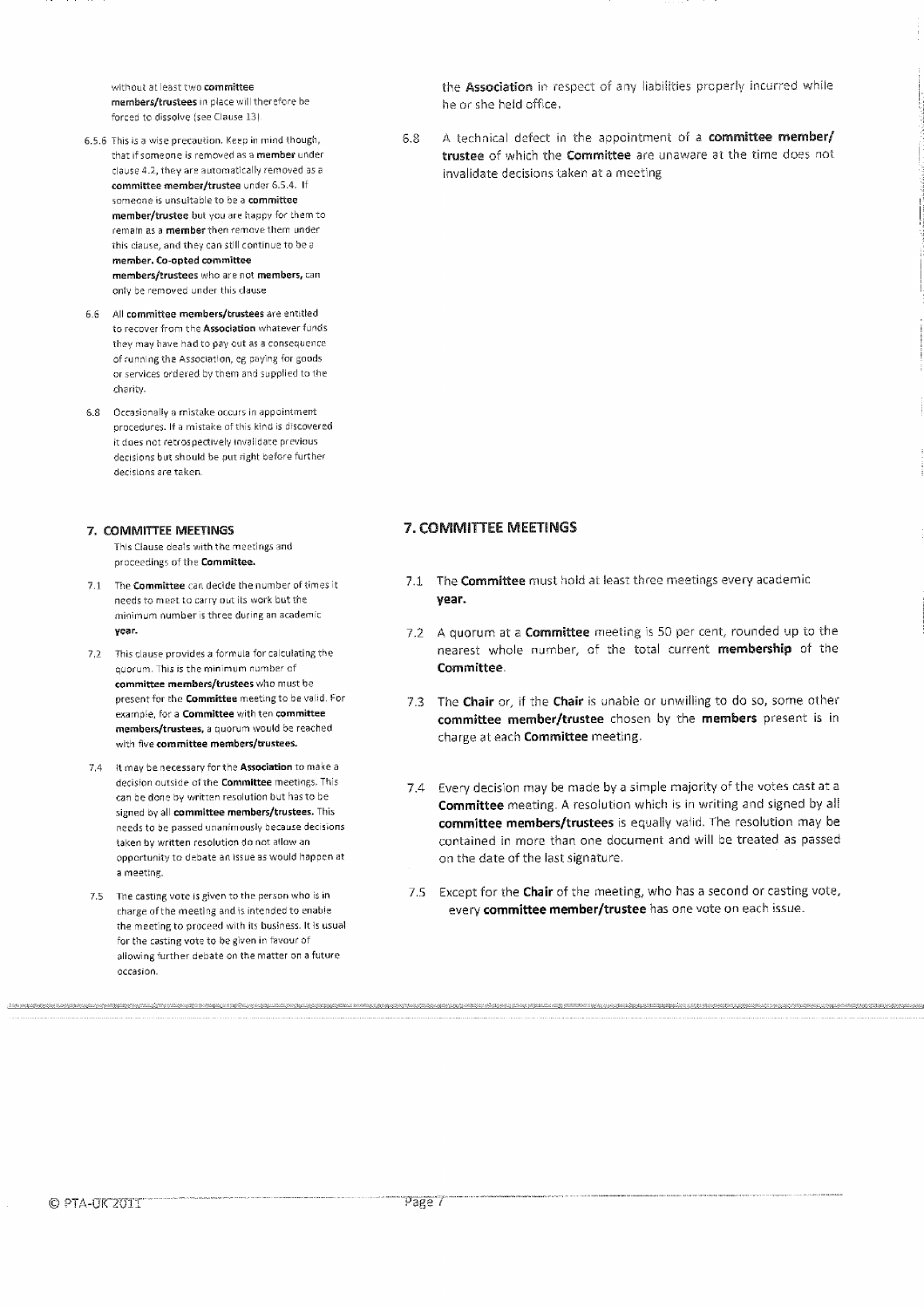without at least two **committee members/trustees** in place will therefore be forced to dissolve (see Clause 13)

6.5.6 This is a wise precaution. Keep in mind though, that if someone is removed as a **member** under clause 4.2, they are automatically removed as a **committee member/trustee** under 6.5.4. If someone is unsuitable to be a **committee member/trustee** but you are happy for them to remain as a **member** then remove them under this clause, and they can still continue to be a **member. Co-opted committee members/trustees** who are not **members,** can only be removed under this clause

6.6 All **committee members/trustees** are entitled to recover from the **Association** whatever funds they may have had to pay out as a consequence of running the Association, eg paying for goods or services ordered by them and supplied to the charity.

6.8 Occasionally a mistake occurs in appointment procedures. If a mistake of this kind is discovered it does not retrospectively invalidate previous decisions but should be put right before further decisions are taken.

the **Association** in respect of any liabilities properly incurred while he or she held office.

6.8 A technical defect in the appointment of a **committee member/ trustee** of which the **Committee** are unaware at the time does not invalidate decisions taken at a meeting

## 7. COMMITTEE MEETINGS

This Clause deals with the meetings and proceedings of the **Committee.**

7.1 The **Committee** can decide the number of times it needs to meet to carry out its work but the minimum number is three during an academic **year.**

7.2 This clause provides a formula for calculating the quorum. This is the minimum number of **committee members/trustees** who must be present for the **Committee** meeting to be valid. For example, for a **Committee** with ten **committee members/trustees,** a quorum would be reached with five **committee members/trustees.**

7.4 It may be necessary for the **Association** to make a decision outside of the **Committee** meetings. This can be done by written resolution but has to be signed by all **committee members/trustees.** This needs to be passed unanimously because decisions taken by written resolution do not allow an opportunity to debate an issue as would happen at a meeting.

7.5 The casting vote is given to the person who is in charge of the meeting and is intended to enable the meeting to proceed with its business. It is usual for the casting vote to be given in favour of allowing further debate on the matter on a future occasion.

## 7. COMMITTEE MEETINGS

7.1 The **Committee** must hold at least three meetings every academic **year.**

7.2 A quorum at a **Committee** meeting is 50 per cent, rounded up to the nearest whole number, of the total current **membership** of the **Committee**.

7.3 The **Chair** or, if the **Chair** is unable or unwilling to do so, some other **committee member/trustee** chosen by the **members** present is in charge at each **Committee** meeting.

7.4 Every decision may be made by a simple majority of the votes cast at a **Committee** meeting. A resolution which is in writing and signed by all **committee members/trustees** is equally valid. The resolution may be contained in more than one document and will be treated as passed on the date of the last signature.

7.5 Except for the **Chair** of the meeting, who has a second or casting vote, every **committee member/trustee** has one vote on each issue.

© PTA-UK 2011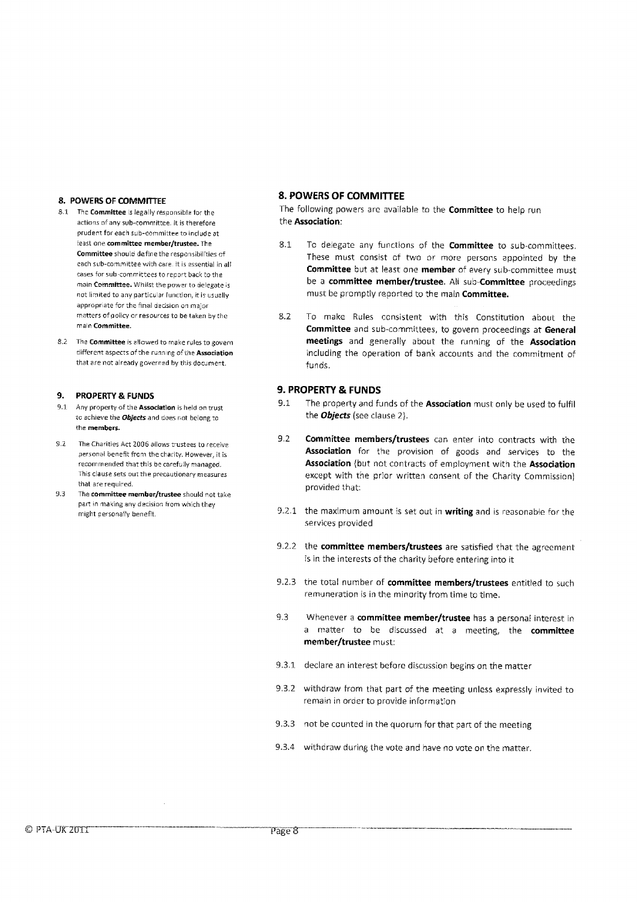## 8. POWERS OF COMMITTEE

8.1 The **Committee** is legally responsible for the actions of any sub-committee. It is therefore prudent for each sub-committee to include at least one **committee member/trustee.** The **Committee** should define the responsibilities of each sub-committee with care. It is essential in all cases for sub-committees to report back to the main **Committee.** Whilst the power to delegate is not limited to any particular function, it is usually appropriate for the final decision on major matters of policy or resources to be taken by the main **Committee.**

8.2 The **Committee** is allowed to make rules to govern different aspects of the running of the **Association** that are not already governed by this document.

## 9. PROPERTY & FUNDS

9.1 Any property of the **Association** is held on trust to achieve the ***Objects*** and does not belong to the **members.**

9.2 The Charities Act 2006 allows trustees to receive personal benefit from the charity. However, it is recommended that this be carefully managed. This clause sets out the precautionary measures that are required.

9.3 The **committee member/trustee** should not take part in making any decision from which they might personally benefit.

## 8. POWERS OF COMMITTEE

The following powers are available to the **Committee** to help run the **Association**:

8.1 To delegate any functions of the **Committee** to sub-committees. These must consist of two or more persons appointed by the **Committee** but at least one **member** of every sub-committee must be a **committee member/trustee.** All sub-**Committee** proceedings must be promptly reported to the main **Committee.**

8.2 To make Rules consistent with this Constitution about the **Committee** and sub-committees, to govern proceedings at **General meetings** and generally about the running of the **Association** including the operation of bank accounts and the commitment of funds.

## 9. PROPERTY & FUNDS

9.1 The property and funds of the **Association** must only be used to fulfil the ***Objects*** (see clause 2).

9.2 **Committee members/trustees** can enter into contracts with the **Association** for the provision of goods and services to the **Association** (but not contracts of employment with the **Association** except with the prior written consent of the Charity Commission) provided that:

9.2.1 the maximum amount is set out in **writing** and is reasonable for the services provided

9.2.2 the **committee members/trustees** are satisfied that the agreement is in the interests of the charity before entering into it

9.2.3 the total number of **committee members/trustees** entitled to such remuneration is in the minority from time to time.

9.3 Whenever a **committee member/trustee** has a personal interest in a matter to be discussed at a meeting, the **committee member/trustee** must:

9.3.1 declare an interest before discussion begins on the matter

9.3.2 withdraw from that part of the meeting unless expressly invited to remain in order to provide information

9.3.3 not be counted in the quorum for that part of the meeting

9.3.4 withdraw during the vote and have no vote on the matter.

© PTA-UK 2011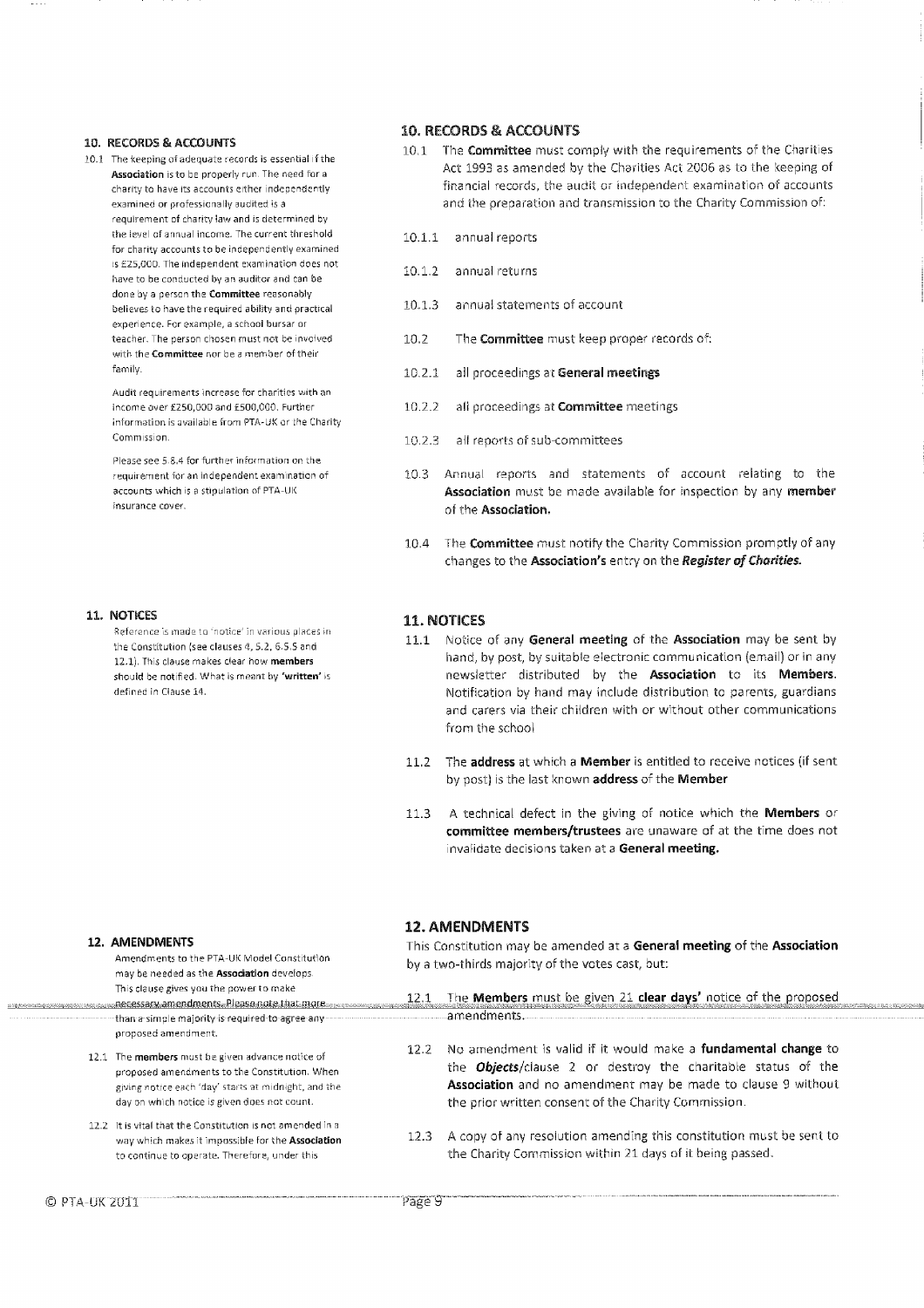## 10. RECORDS & ACCOUNTS

10.1 The keeping of adequate records is essential if the **Association** is to be properly run. The need for a charity to have its accounts either independently examined or professionally audited is a requirement of charity law and is determined by the level of annual income. The current threshold for charity accounts to be independently examined is £25,000. The independent examination does not have to be conducted by an auditor and can be done by a person the **Committee** reasonably believes to have the required ability and practical experience. For example, a school bursar or teacher. The person chosen must not be involved with the **Committee** nor be a member of their family.

Audit requirements increase for charities with an income over £250,000 and £500,000. Further information is available from PTA-UK or the Charity Commission.

Please see 5.8.4 for further information on the requirement for an independent examination of accounts which is a stipulation of PTA-UK insurance cover.

## 10. RECORDS & ACCOUNTS

10.1 The **Committee** must comply with the requirements of the Charities Act 1993 as amended by the Charities Act 2006 as to the keeping of financial records, the audit or independent examination of accounts and the preparation and transmission to the Charity Commission of:

10.1.1 annual reports

10.1.2 annual returns

10.1.3 annual statements of account

10.2 The **Committee** must keep proper records of:

10.2.1 all proceedings at **General meetings**

10.2.2 all proceedings at **Committee** meetings

10.2.3 all reports of sub-committees

10.3 Annual reports and statements of account relating to the **Association** must be made available for inspection by any **member** of the **Association.**

10.4 The **Committee** must notify the Charity Commission promptly of any changes to the **Association's** entry on the ***Register of Charities.***

## 11. NOTICES

Reference is made to 'notice' in various places in the Constitution (see clauses 4, 5.2, 6.5.5 and 12.1). This clause makes clear how **members** should be notified. What is meant by **'written'** is defined in Clause 14.

## 11. NOTICES

11.1 Notice of any **General meeting** of the **Association** may be sent by hand, by post, by suitable electronic communication (email) or in any newsletter distributed by the **Association** to its **Members.** Notification by hand may include distribution to parents, guardians and carers via their children with or without other communications from the school

11.2 The **address** at which a **Member** is entitled to receive notices (if sent by post) is the last known **address** of the **Member**

11.3 A technical defect in the giving of notice which the **Members** or **committee members/trustees** are unaware of at the time does not invalidate decisions taken at a **General meeting.**

## 12. AMENDMENTS

Amendments to the PTA-UK Model Constitution may be needed as the **Association** develops. This clause gives you the power to make necessary amendments. Please note that more than a simple majority is required to agree any proposed amendment.

12.1 The **members** must be given advance notice of proposed amendments to the Constitution. When giving notice each 'day' starts at midnight, and the day on which notice is given does not count.

12.2 It is vital that the Constitution is not amended in a way which makes it impossible for the **Association** to continue to operate. Therefore, under this

## 12. AMENDMENTS

This Constitution may be amended at a **General meeting** of the **Association** by a two-thirds majority of the votes cast, but:

12.1 The **Members** must be given 21 **clear days'** notice of the proposed amendments.

12.2 No amendment is valid if it would make a **fundamental change** to the ***Objects***/clause 2 or destroy the charitable status of the **Association** and no amendment may be made to clause 9 without the prior written consent of the Charity Commission.

12.3 A copy of any resolution amending this constitution must be sent to the Charity Commission within 21 days of it being passed.

© PTA-UK 2011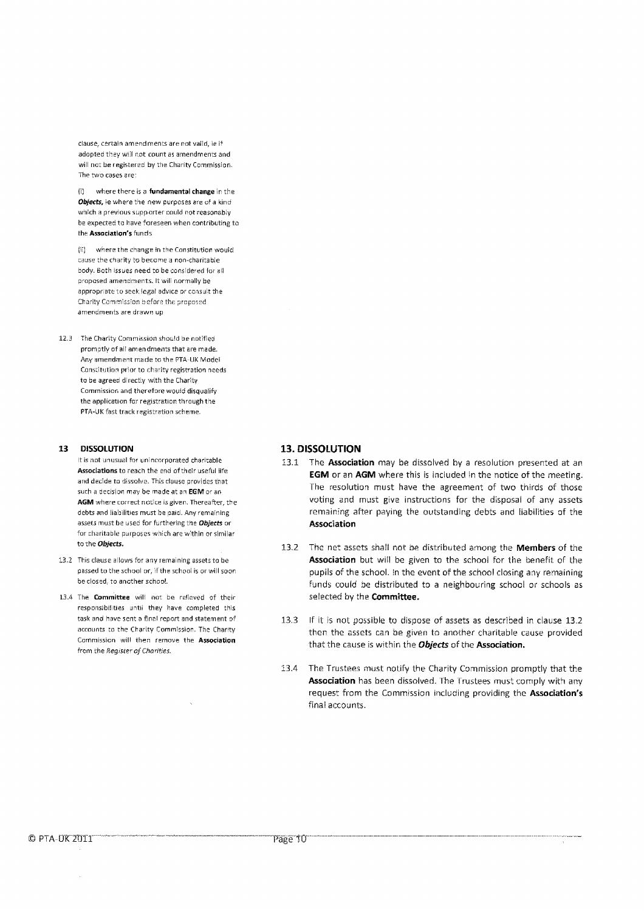clause, certain amendments are not valid, ie if adopted they will not count as amendments and will not be registered by the Charity Commission. The two cases are:

(i) where there is a **fundamental change** in the ***Objects***, ie where the new purposes are of a kind which a previous supporter could not reasonably be expected to have foreseen when contributing to the **Association's** funds

(ii) where the change in the Constitution would cause the charity to become a non-charitable body. Both issues need to be considered for all proposed amendments. It will normally be appropriate to seek legal advice or consult the Charity Commission before the proposed amendments are drawn up

12.3 The Charity Commission should be notified promptly of all amendments that are made. Any amendment made to the PTA-UK Model Constitution prior to charity registration needs to be agreed directly with the Charity Commission and therefore would disqualify the application for registration through the PTA-UK fast track registration scheme.

**13 DISSOLUTION**

It is not unusual for unincorporated charitable **Associations** to reach the end of their useful life and decide to dissolve. This clause provides that such a decision may be made at an **EGM** or an **AGM** where correct notice is given. Thereafter, the debts and liabilities must be paid. Any remaining assets must be used for furthering the ***Objects*** or for charitable purposes which are within or similar to the ***Objects.***

13.2 This clause allows for any remaining assets to be passed to the school or, if the school is or will soon be closed, to another school.

13.4 The **Committee** will not be relieved of their responsibilities until they have completed this task and have sent a final report and statement of accounts to the Charity Commission. The Charity Commission will then remove the **Association** from the *Register of Charities.*

## 13. DISSOLUTION

13.1 The **Association** may be dissolved by a resolution presented at an **EGM** or an **AGM** where this is included in the notice of the meeting. The resolution must have the agreement of two thirds of those voting and must give instructions for the disposal of any assets remaining after paying the outstanding debts and liabilities of the **Association**

13.2 The net assets shall not be distributed among the **Members** of the **Association** but will be given to the school for the benefit of the pupils of the school. In the event of the school closing any remaining funds could be distributed to a neighbouring school or schools as selected by the **Committee.**

13.3 If it is not possible to dispose of assets as described in clause 13.2 then the assets can be given to another charitable cause provided that the cause is within the ***Objects*** of the **Association.**

13.4 The Trustees must notify the Charity Commission promptly that the **Association** has been dissolved. The Trustees must comply with any request from the Commission including providing the **Association's** final accounts.

© PTA-UK 2011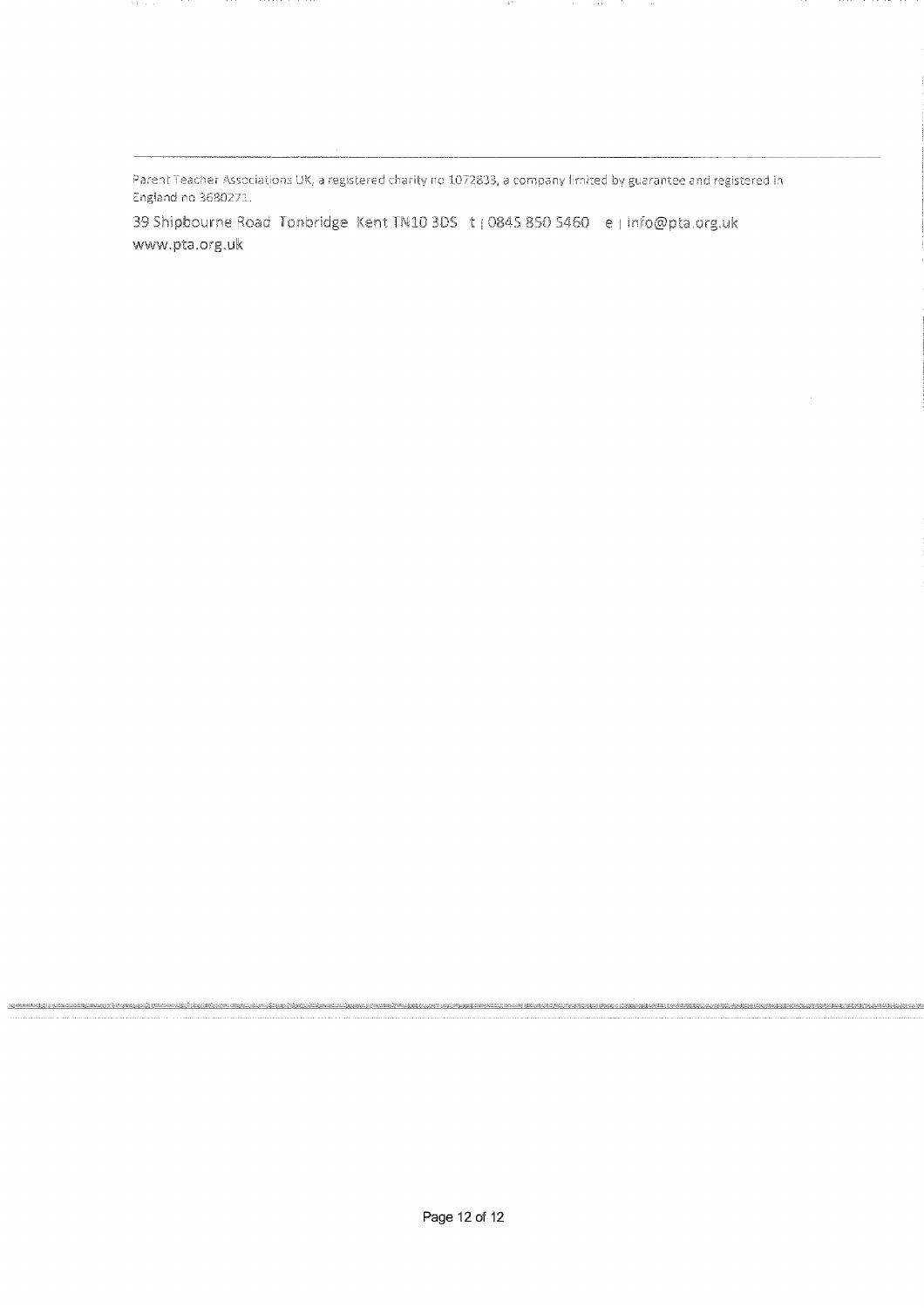Parent Teacher Associations UK, a registered charity no 1072833, a company limited by guarantee and registered in England no 3680271.

39 Shipbourne Road Tonbridge Kent TN10 3DS t | 0845 850 5460 e | info@pta.org.uk
www.pta.org.uk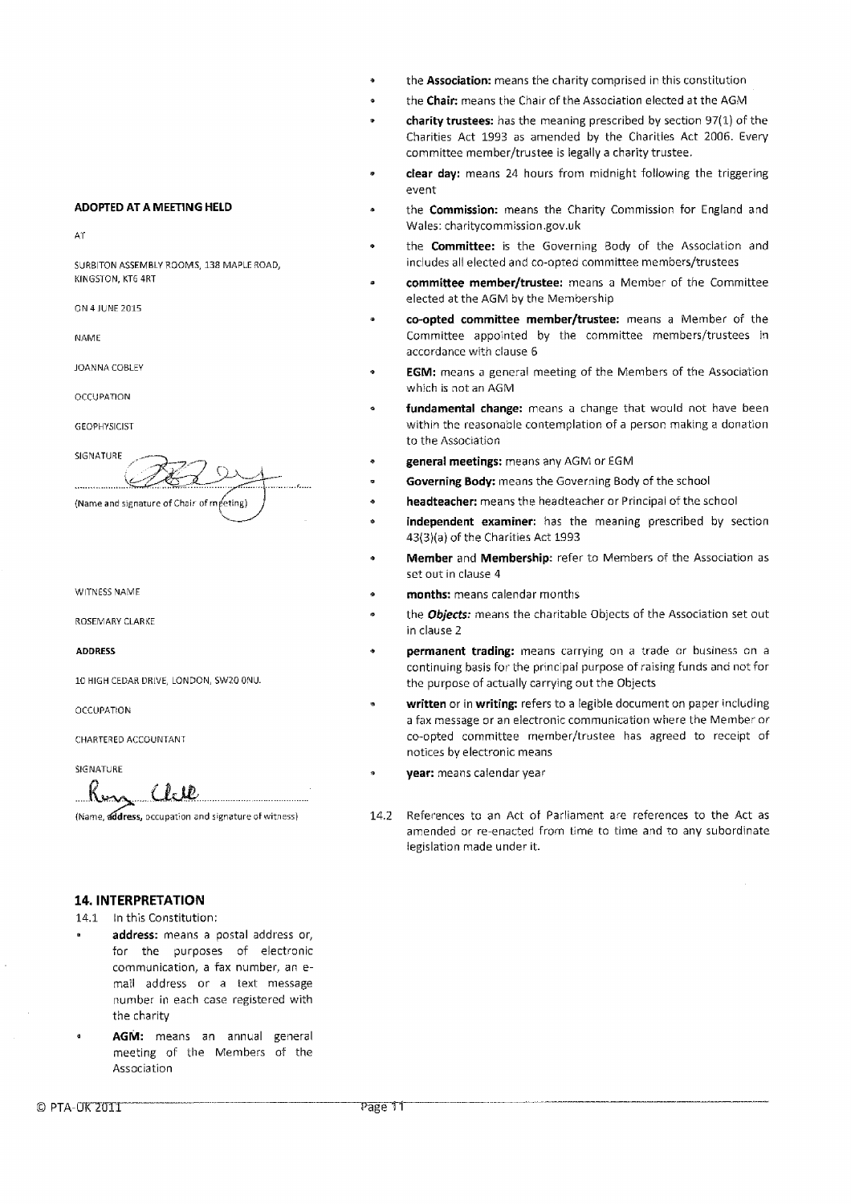**ADOPTED AT A MEETING HELD**

AT

SURBITON ASSEMBLY ROOMS, 138 MAPLE ROAD, KINGSTON, KT6 4RT

ON 4 JUNE 2015

NAME

JOANNA COBLEY

OCCUPATION

GEOPHYSICIST

SIGNATURE

.................................................................

(Name and signature of Chair of meeting)

WITNESS NAME

ROSEMARY CLARKE

**ADDRESS**

10 HIGH CEDAR DRIVE, LONDON, SW20 0NU.

OCCUPATION

CHARTERED ACCOUNTANT

SIGNATURE

.................................................................

(Name, address, occupation and signature of witness)

## 14. INTERPRETATION

14.1 In this Constitution:

- **address:** means a postal address or, for the purposes of electronic communication, a fax number, an e-mail address or a text message number in each case registered with the charity
- **AGM:** means an annual general meeting of the Members of the Association
- the **Association:** means the charity comprised in this constitution
- the **Chair:** means the Chair of the Association elected at the AGM
- **charity trustees:** has the meaning prescribed by section 97(1) of the Charities Act 1993 as amended by the Charities Act 2006. Every committee member/trustee is legally a charity trustee.
- **clear day:** means 24 hours from midnight following the triggering event
- the **Commission:** means the Charity Commission for England and Wales: charitycommission.gov.uk
- the **Committee:** is the Governing Body of the Association and includes all elected and co-opted committee members/trustees
- **committee member/trustee:** means a Member of the Committee elected at the AGM by the Membership
- **co-opted committee member/trustee:** means a Member of the Committee appointed by the committee members/trustees in accordance with clause 6
- **EGM:** means a general meeting of the Members of the Association which is not an AGM
- **fundamental change:** means a change that would not have been within the reasonable contemplation of a person making a donation to the Association
- **general meetings:** means any AGM or EGM
- **Governing Body:** means the Governing Body of the school
- **headteacher:** means the headteacher or Principal of the school
- **independent examiner:** has the meaning prescribed by section 43(3)(a) of the Charities Act 1993
- **Member** and **Membership:** refer to Members of the Association as set out in clause 4
- **months:** means calendar months
- the ***Objects:*** means the charitable Objects of the Association set out in clause 2
- **permanent trading:** means carrying on a trade or business on a continuing basis for the principal purpose of raising funds and not for the purpose of actually carrying out the Objects
- **written** or in **writing:** refers to a legible document on paper including a fax message or an electronic communication where the Member or co-opted committee member/trustee has agreed to receipt of notices by electronic means
- **year:** means calendar year

14.2 References to an Act of Parliament are references to the Act as amended or re-enacted from time to time and to any subordinate legislation made under it.

© PTA-UK 2011